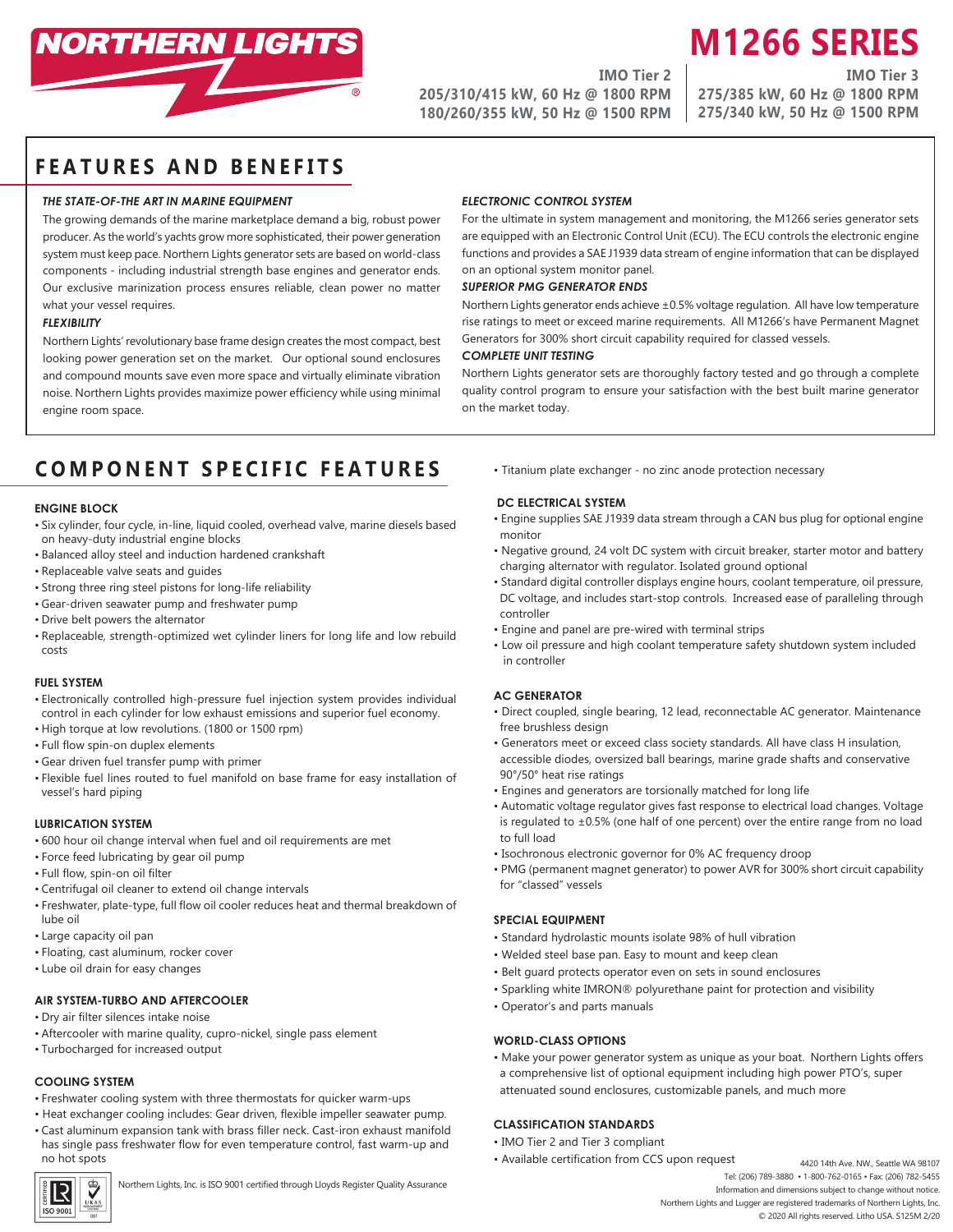# M1266 SERIES

**IMO Tier 2**
**205/310/415 kW, 60 Hz @ 1800 RPM**
**180/260/355 kW, 50 Hz @ 1500 RPM**

**IMO Tier 3**
**275/385 kW, 60 Hz @ 1800 RPM**
**275/340 kW, 50 Hz @ 1500 RPM**

## FEATURES AND BENEFITS

***THE STATE-OF-THE ART IN MARINE EQUIPMENT***

The growing demands of the marine marketplace demand a big, robust power producer. As the world's yachts grow more sophisticated, their power generation system must keep pace. Northern Lights generator sets are based on world-class components - including industrial strength base engines and generator ends. Our exclusive marinization process ensures reliable, clean power no matter what your vessel requires.

***FLEXIBILITY***

Northern Lights' revolutionary base frame design creates the most compact, best looking power generation set on the market. Our optional sound enclosures and compound mounts save even more space and virtually eliminate vibration noise. Northern Lights provides maximize power efficiency while using minimal engine room space.

***ELECTRONIC CONTROL SYSTEM***

For the ultimate in system management and monitoring, the M1266 series generator sets are equipped with an Electronic Control Unit (ECU). The ECU controls the electronic engine functions and provides a SAE J1939 data stream of engine information that can be displayed on an optional system monitor panel.

***SUPERIOR PMG GENERATOR ENDS***

Northern Lights generator ends achieve ±0.5% voltage regulation. All have low temperature rise ratings to meet or exceed marine requirements. All M1266's have Permanent Magnet Generators for 300% short circuit capability required for classed vessels.

***COMPLETE UNIT TESTING***

Northern Lights generator sets are thoroughly factory tested and go through a complete quality control program to ensure your satisfaction with the best built marine generator on the market today.

## COMPONENT SPECIFIC FEATURES

### ENGINE BLOCK

- Six cylinder, four cycle, in-line, liquid cooled, overhead valve, marine diesels based on heavy-duty industrial engine blocks
- Balanced alloy steel and induction hardened crankshaft
- Replaceable valve seats and guides
- Strong three ring steel pistons for long-life reliability
- Gear-driven seawater pump and freshwater pump
- Drive belt powers the alternator
- Replaceable, strength-optimized wet cylinder liners for long life and low rebuild costs

### FUEL SYSTEM

- Electronically controlled high-pressure fuel injection system provides individual control in each cylinder for low exhaust emissions and superior fuel economy.
- High torque at low revolutions. (1800 or 1500 rpm)
- Full flow spin-on duplex elements
- Gear driven fuel transfer pump with primer
- Flexible fuel lines routed to fuel manifold on base frame for easy installation of vessel's hard piping

### LUBRICATION SYSTEM

- 600 hour oil change interval when fuel and oil requirements are met
- Force feed lubricating by gear oil pump
- Full flow, spin-on oil filter
- Centrifugal oil cleaner to extend oil change intervals
- Freshwater, plate-type, full flow oil cooler reduces heat and thermal breakdown of lube oil
- Large capacity oil pan
- Floating, cast aluminum, rocker cover
- Lube oil drain for easy changes

### AIR SYSTEM-TURBO AND AFTERCOOLER

- Dry air filter silences intake noise
- Aftercooler with marine quality, cupro-nickel, single pass element
- Turbocharged for increased output

### COOLING SYSTEM

- Freshwater cooling system with three thermostats for quicker warm-ups
- Heat exchanger cooling includes: Gear driven, flexible impeller seawater pump.
- Cast aluminum expansion tank with brass filler neck. Cast-iron exhaust manifold has single pass freshwater flow for even temperature control, fast warm-up and no hot spots
- Titanium plate exchanger - no zinc anode protection necessary

### DC ELECTRICAL SYSTEM

- Engine supplies SAE J1939 data stream through a CAN bus plug for optional engine monitor
- Negative ground, 24 volt DC system with circuit breaker, starter motor and battery charging alternator with regulator. Isolated ground optional
- Standard digital controller displays engine hours, coolant temperature, oil pressure, DC voltage, and includes start-stop controls. Increased ease of paralleling through controller
- Engine and panel are pre-wired with terminal strips
- Low oil pressure and high coolant temperature safety shutdown system included in controller

### AC GENERATOR

- Direct coupled, single bearing, 12 lead, reconnectable AC generator. Maintenance free brushless design
- Generators meet or exceed class society standards. All have class H insulation, accessible diodes, oversized ball bearings, marine grade shafts and conservative 90°/50° heat rise ratings
- Engines and generators are torsionally matched for long life
- Automatic voltage regulator gives fast response to electrical load changes. Voltage is regulated to ±0.5% (one half of one percent) over the entire range from no load to full load
- Isochronous electronic governor for 0% AC frequency droop
- PMG (permanent magnet generator) to power AVR for 300% short circuit capability for "classed" vessels

### SPECIAL EQUIPMENT

- Standard hydrolastic mounts isolate 98% of hull vibration
- Welded steel base pan. Easy to mount and keep clean
- Belt guard protects operator even on sets in sound enclosures
- Sparkling white IMRON® polyurethane paint for protection and visibility
- Operator's and parts manuals

### WORLD-CLASS OPTIONS

- Make your power generator system as unique as your boat. Northern Lights offers a comprehensive list of optional equipment including high power PTO's, super attenuated sound enclosures, customizable panels, and much more

### CLASSIFICATION STANDARDS

- IMO Tier 2 and Tier 3 compliant
- Available certification from CCS upon request

Northern Lights, Inc. is ISO 9001 certified through Lloyds Register Quality Assurance

4420 14th Ave. NW., Seattle WA 98107
Tel: (206) 789-3880 • 1-800-762-0165 • Fax: (206) 782-5455
Information and dimensions subject to change without notice.
Northern Lights and Lugger are registered trademarks of Northern Lights, Inc.
© 2020 All rights reserved. Litho USA. S125M 2/20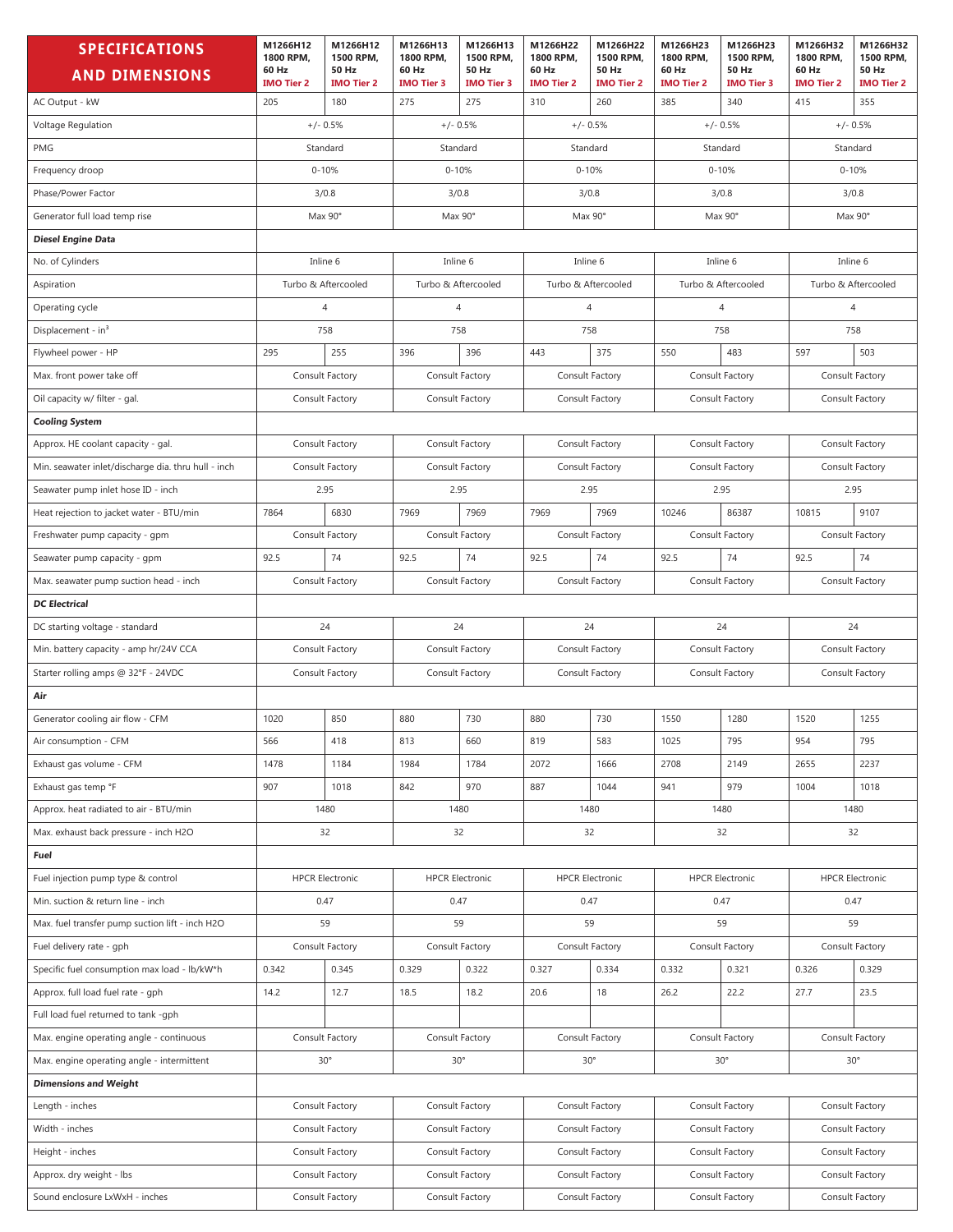| SPECIFICATIONS AND DIMENSIONS | M1266H12 1800 RPM, 60 Hz IMO Tier 2 | M1266H12 1500 RPM, 50 Hz IMO Tier 2 | M1266H13 1800 RPM, 60 Hz IMO Tier 3 | M1266H13 1500 RPM, 50 Hz IMO Tier 3 | M1266H22 1800 RPM, 60 Hz IMO Tier 2 | M1266H22 1500 RPM, 50 Hz IMO Tier 2 | M1266H23 1800 RPM, 60 Hz IMO Tier 2 | M1266H23 1500 RPM, 50 Hz IMO Tier 3 | M1266H32 1800 RPM, 60 Hz IMO Tier 2 | M1266H32 1500 RPM, 50 Hz IMO Tier 2 |
|---|---|---|---|---|---|---|---|---|---|---|
| AC Output - kW | 205 | 180 | 275 | 275 | 310 | 260 | 385 | 340 | 415 | 355 |
| Voltage Regulation | +/- 0.5% | | +/- 0.5% | | +/- 0.5% | | +/- 0.5% | | +/- 0.5% | |
| PMG | Standard | | Standard | | Standard | | Standard | | Standard | |
| Frequency droop | 0-10% | | 0-10% | | 0-10% | | 0-10% | | 0-10% | |
| Phase/Power Factor | 3/0.8 | | 3/0.8 | | 3/0.8 | | 3/0.8 | | 3/0.8 | |
| Generator full load temp rise | Max 90° | | Max 90° | | Max 90° | | Max 90° | | Max 90° | |
| ***Diesel Engine Data*** | | | | | | | | | | |
| No. of Cylinders | Inline 6 | | Inline 6 | | Inline 6 | | Inline 6 | | Inline 6 | |
| Aspiration | Turbo & Aftercooled | | Turbo & Aftercooled | | Turbo & Aftercooled | | Turbo & Aftercooled | | Turbo & Aftercooled | |
| Operating cycle | 4 | | 4 | | 4 | | 4 | | 4 | |
| Displacement - $in^3$ | 758 | | 758 | | 758 | | 758 | | 758 | |
| Flywheel power - HP | 295 | 255 | 396 | 396 | 443 | 375 | 550 | 483 | 597 | 503 |
| Max. front power take off | Consult Factory | | Consult Factory | | Consult Factory | | Consult Factory | | Consult Factory | |
| Oil capacity w/ filter - gal. | Consult Factory | | Consult Factory | | Consult Factory | | Consult Factory | | Consult Factory | |
| ***Cooling System*** | | | | | | | | | | |
| Approx. HE coolant capacity - gal. | Consult Factory | | Consult Factory | | Consult Factory | | Consult Factory | | Consult Factory | |
| Min. seawater inlet/discharge dia. thru hull - inch | Consult Factory | | Consult Factory | | Consult Factory | | Consult Factory | | Consult Factory | |
| Seawater pump inlet hose ID - inch | 2.95 | | 2.95 | | 2.95 | | 2.95 | | 2.95 | |
| Heat rejection to jacket water - BTU/min | 7864 | 6830 | 7969 | 7969 | 7969 | 7969 | 10246 | 86387 | 10815 | 9107 |
| Freshwater pump capacity - gpm | Consult Factory | | Consult Factory | | Consult Factory | | Consult Factory | | Consult Factory | |
| Seawater pump capacity - gpm | 92.5 | 74 | 92.5 | 74 | 92.5 | 74 | 92.5 | 74 | 92.5 | 74 |
| Max. seawater pump suction head - inch | Consult Factory | | Consult Factory | | Consult Factory | | Consult Factory | | Consult Factory | |
| ***DC Electrical*** | | | | | | | | | | |
| DC starting voltage - standard | 24 | | 24 | | 24 | | 24 | | 24 | |
| Min. battery capacity - amp hr/24V CCA | Consult Factory | | Consult Factory | | Consult Factory | | Consult Factory | | Consult Factory | |
| Starter rolling amps @ 32°F - 24VDC | Consult Factory | | Consult Factory | | Consult Factory | | Consult Factory | | Consult Factory | |
| ***Air*** | | | | | | | | | | |
| Generator cooling air flow - CFM | 1020 | 850 | 880 | 730 | 880 | 730 | 1550 | 1280 | 1520 | 1255 |
| Air consumption - CFM | 566 | 418 | 813 | 660 | 819 | 583 | 1025 | 795 | 954 | 795 |
| Exhaust gas volume - CFM | 1478 | 1184 | 1984 | 1784 | 2072 | 1666 | 2708 | 2149 | 2655 | 2237 |
| Exhaust gas temp °F | 907 | 1018 | 842 | 970 | 887 | 1044 | 941 | 979 | 1004 | 1018 |
| Approx. heat radiated to air - BTU/min | 1480 | | 1480 | | 1480 | | 1480 | | 1480 | |
| Max. exhaust back pressure - inch H2O | 32 | | 32 | | 32 | | 32 | | 32 | |
| ***Fuel*** | | | | | | | | | | |
| Fuel injection pump type & control | HPCR Electronic | | HPCR Electronic | | HPCR Electronic | | HPCR Electronic | | HPCR Electronic | |
| Min. suction & return line - inch | 0.47 | | 0.47 | | 0.47 | | 0.47 | | 0.47 | |
| Max. fuel transfer pump suction lift - inch H2O | 59 | | 59 | | 59 | | 59 | | 59 | |
| Fuel delivery rate - gph | Consult Factory | | Consult Factory | | Consult Factory | | Consult Factory | | Consult Factory | |
| Specific fuel consumption max load - lb/kW*h | 0.342 | 0.345 | 0.329 | 0.322 | 0.327 | 0.334 | 0.332 | 0.321 | 0.326 | 0.329 |
| Approx. full load fuel rate - gph | 14.2 | 12.7 | 18.5 | 18.2 | 20.6 | 18 | 26.2 | 22.2 | 27.7 | 23.5 |
| Full load fuel returned to tank -gph | | | | | | | | | | |
| Max. engine operating angle - continuous | Consult Factory | | Consult Factory | | Consult Factory | | Consult Factory | | Consult Factory | |
| Max. engine operating angle - intermittent | 30° | | 30° | | 30° | | 30° | | 30° | |
| ***Dimensions and Weight*** | | | | | | | | | | |
| Length - inches | Consult Factory | | Consult Factory | | Consult Factory | | Consult Factory | | Consult Factory | |
| Width - inches | Consult Factory | | Consult Factory | | Consult Factory | | Consult Factory | | Consult Factory | |
| Height - inches | Consult Factory | | Consult Factory | | Consult Factory | | Consult Factory | | Consult Factory | |
| Approx. dry weight - lbs | Consult Factory | | Consult Factory | | Consult Factory | | Consult Factory | | Consult Factory | |
| Sound enclosure LxWxH - inches | Consult Factory | | Consult Factory | | Consult Factory | | Consult Factory | | Consult Factory | |